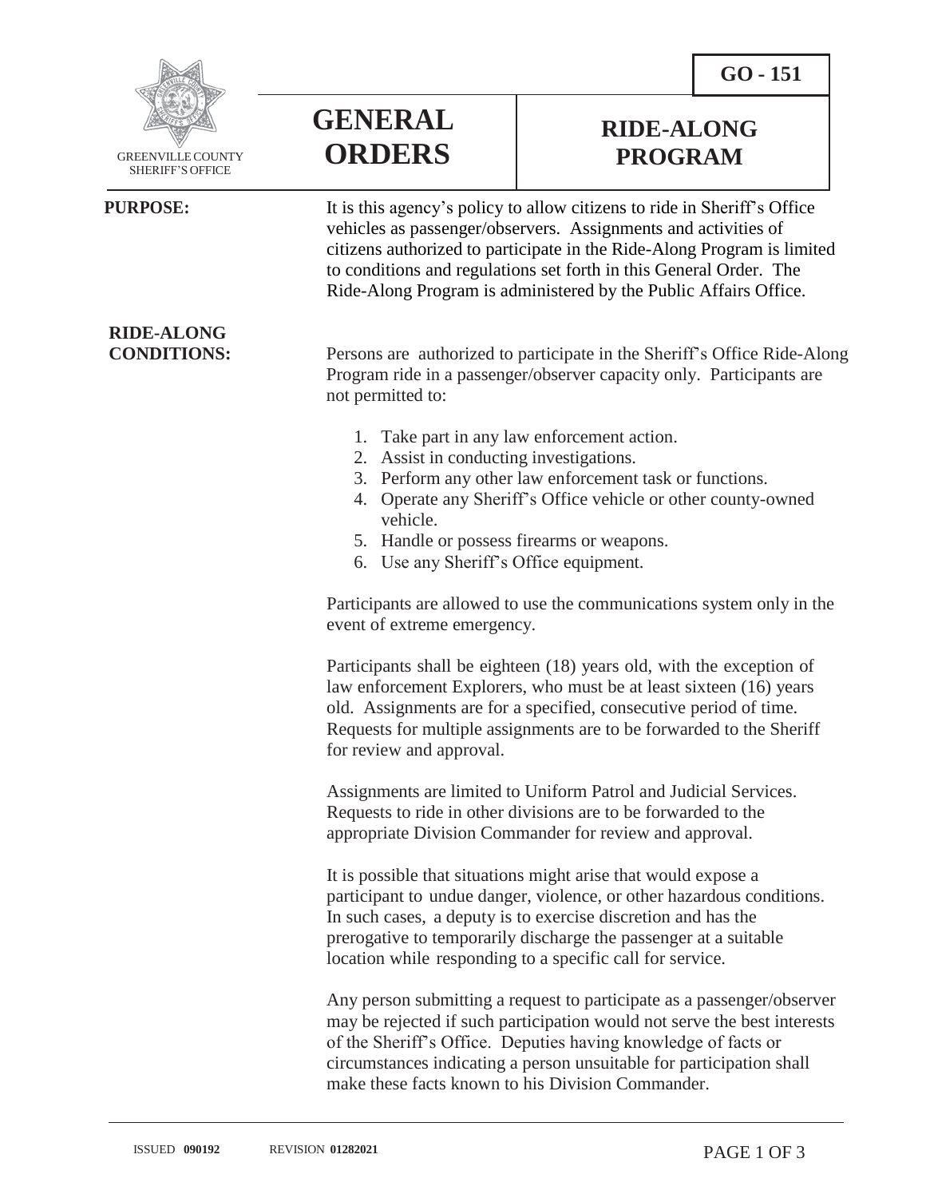GREENVILLE COUNTY SHERIFF'S OFFICE

# GENERAL ORDERS

## RIDE-ALONG PROGRAM

**GO - 151**

**PURPOSE:**

It is this agency's policy to allow citizens to ride in Sheriff's Office vehicles as passenger/observers. Assignments and activities of citizens authorized to participate in the Ride-Along Program is limited to conditions and regulations set forth in this General Order. The Ride-Along Program is administered by the Public Affairs Office.

**RIDE-ALONG CONDITIONS:**

Persons are authorized to participate in the Sheriff's Office Ride-Along Program ride in a passenger/observer capacity only. Participants are not permitted to:

1. Take part in any law enforcement action.
2. Assist in conducting investigations.
3. Perform any other law enforcement task or functions.
4. Operate any Sheriff's Office vehicle or other county-owned vehicle.
5. Handle or possess firearms or weapons.
6. Use any Sheriff's Office equipment.

Participants are allowed to use the communications system only in the event of extreme emergency.

Participants shall be eighteen (18) years old, with the exception of law enforcement Explorers, who must be at least sixteen (16) years old. Assignments are for a specified, consecutive period of time. Requests for multiple assignments are to be forwarded to the Sheriff for review and approval.

Assignments are limited to Uniform Patrol and Judicial Services. Requests to ride in other divisions are to be forwarded to the appropriate Division Commander for review and approval.

It is possible that situations might arise that would expose a participant to undue danger, violence, or other hazardous conditions. In such cases, a deputy is to exercise discretion and has the prerogative to temporarily discharge the passenger at a suitable location while responding to a specific call for service.

Any person submitting a request to participate as a passenger/observer may be rejected if such participation would not serve the best interests of the Sheriff's Office. Deputies having knowledge of facts or circumstances indicating a person unsuitable for participation shall make these facts known to his Division Commander.

ISSUED **090192** REVISION **01282021**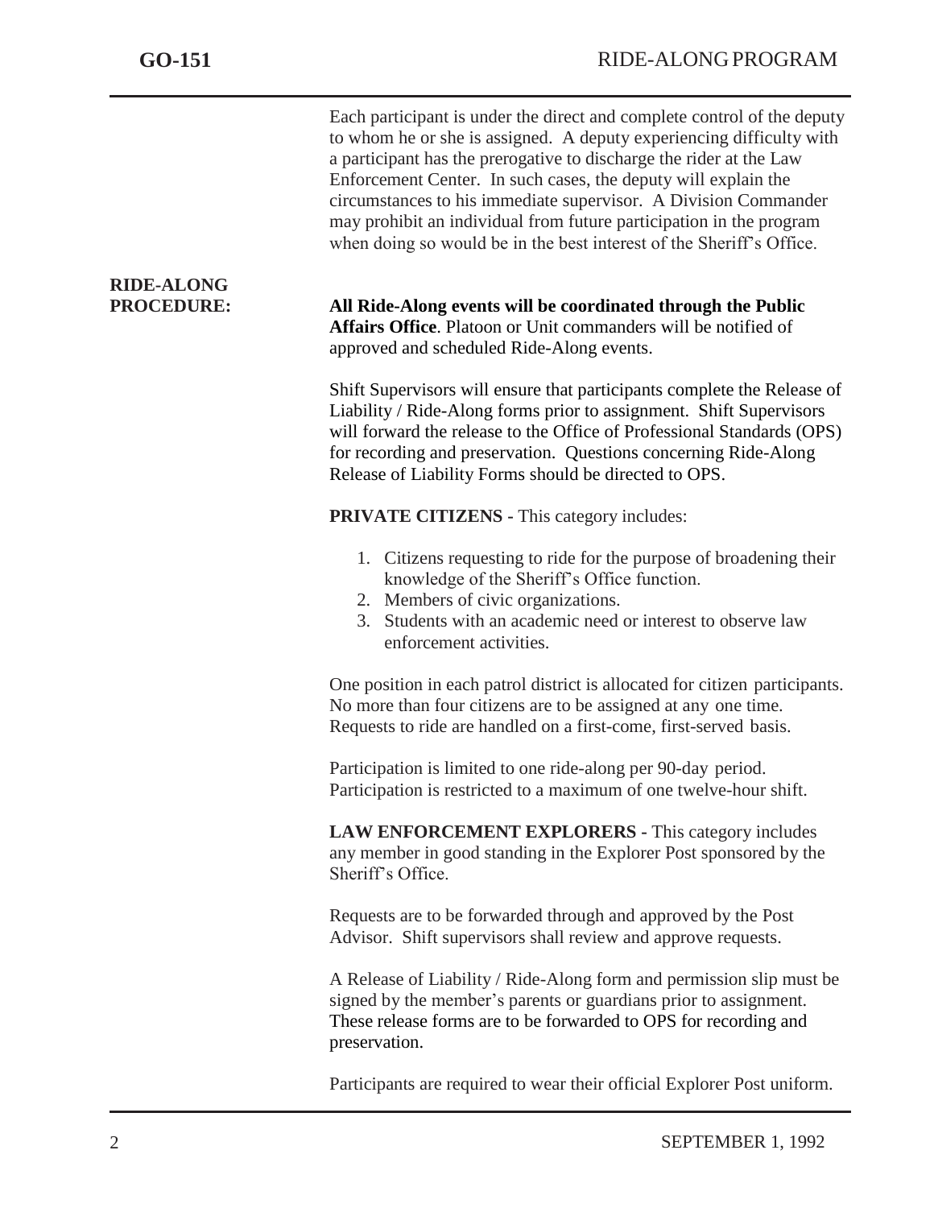Each participant is under the direct and complete control of the deputy to whom he or she is assigned. A deputy experiencing difficulty with a participant has the prerogative to discharge the rider at the Law Enforcement Center. In such cases, the deputy will explain the circumstances to his immediate supervisor. A Division Commander may prohibit an individual from future participation in the program when doing so would be in the best interest of the Sheriff's Office.

**RIDE-ALONG PROCEDURE:**

**All Ride-Along events will be coordinated through the Public Affairs Office**. Platoon or Unit commanders will be notified of approved and scheduled Ride-Along events.

Shift Supervisors will ensure that participants complete the Release of Liability / Ride-Along forms prior to assignment. Shift Supervisors will forward the release to the Office of Professional Standards (OPS) for recording and preservation. Questions concerning Ride-Along Release of Liability Forms should be directed to OPS.

**PRIVATE CITIZENS -** This category includes:

1. Citizens requesting to ride for the purpose of broadening their knowledge of the Sheriff's Office function.
2. Members of civic organizations.
3. Students with an academic need or interest to observe law enforcement activities.

One position in each patrol district is allocated for citizen participants. No more than four citizens are to be assigned at any one time. Requests to ride are handled on a first-come, first-served basis.

Participation is limited to one ride-along per 90-day period. Participation is restricted to a maximum of one twelve-hour shift.

**LAW ENFORCEMENT EXPLORERS -** This category includes any member in good standing in the Explorer Post sponsored by the Sheriff's Office.

Requests are to be forwarded through and approved by the Post Advisor. Shift supervisors shall review and approve requests.

A Release of Liability / Ride-Along form and permission slip must be signed by the member's parents or guardians prior to assignment. These release forms are to be forwarded to OPS for recording and preservation.

Participants are required to wear their official Explorer Post uniform.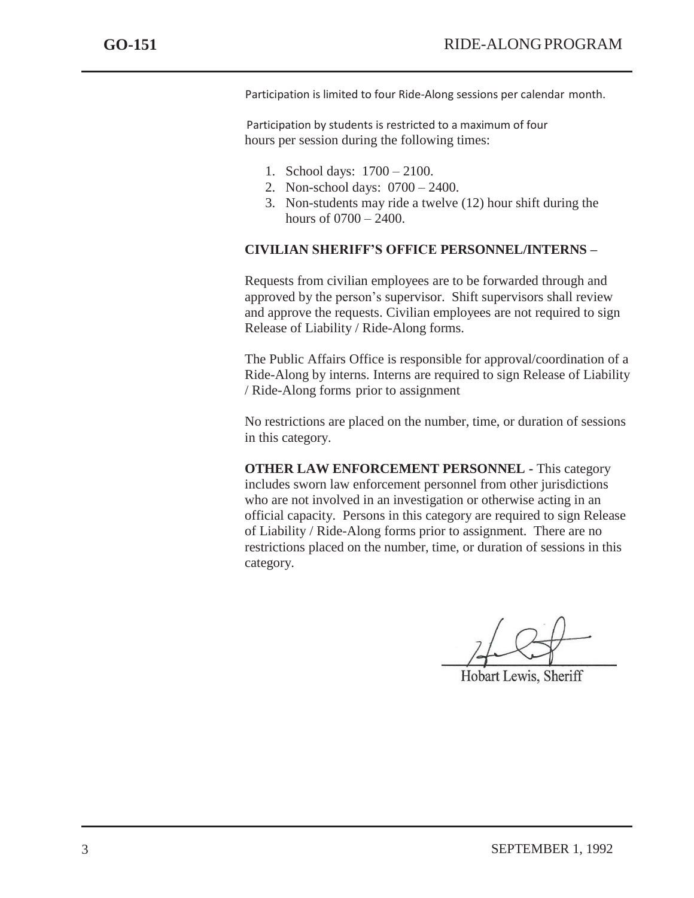Participation is limited to four Ride-Along sessions per calendar month.

Participation by students is restricted to a maximum of four hours per session during the following times:

1. School days: 1700 – 2100.
2. Non-school days: 0700 – 2400.
3. Non-students may ride a twelve (12) hour shift during the hours of 0700 – 2400.

**CIVILIAN SHERIFF'S OFFICE PERSONNEL/INTERNS –**

Requests from civilian employees are to be forwarded through and approved by the person's supervisor. Shift supervisors shall review and approve the requests. Civilian employees are not required to sign Release of Liability / Ride-Along forms.

The Public Affairs Office is responsible for approval/coordination of a Ride-Along by interns. Interns are required to sign Release of Liability / Ride-Along forms prior to assignment

No restrictions are placed on the number, time, or duration of sessions in this category.

**OTHER LAW ENFORCEMENT PERSONNEL -** This category includes sworn law enforcement personnel from other jurisdictions who are not involved in an investigation or otherwise acting in an official capacity. Persons in this category are required to sign Release of Liability / Ride-Along forms prior to assignment. There are no restrictions placed on the number, time, or duration of sessions in this category.

Hobart Lewis, Sheriff